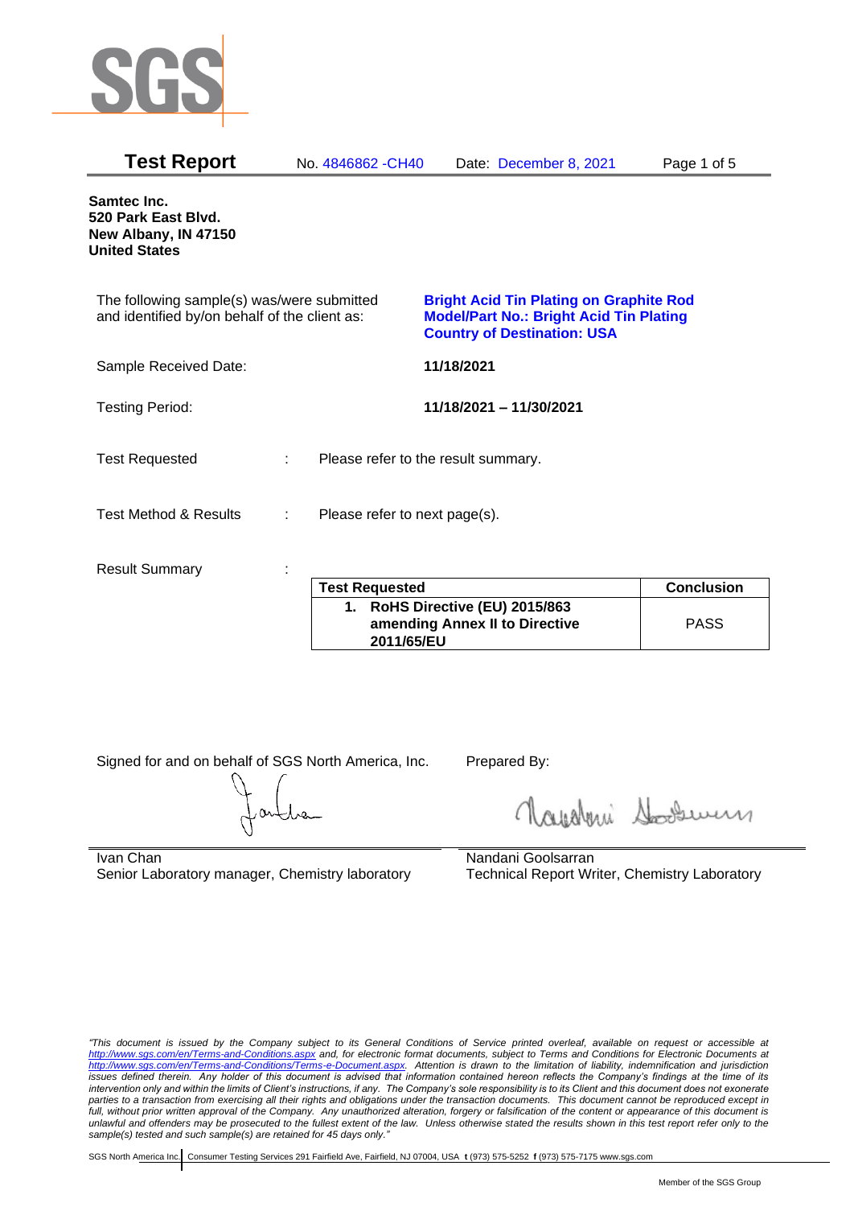# Test Report

No. 4846862 -CH40 Date: December 8, 2021

**Samtec Inc.**
**520 Park East Blvd.**
**New Albany, IN 47150**
**United States**

The following sample(s) was/were submitted and identified by/on behalf of the client as:

**Bright Acid Tin Plating on Graphite Rod**
**Model/Part No.: Bright Acid Tin Plating**
**Country of Destination: USA**

Sample Received Date: **11/18/2021**

Testing Period: **11/18/2021 – 11/30/2021**

Test Requested : Please refer to the result summary.

Test Method & Results : Please refer to next page(s).

Result Summary :

| Test Requested | Conclusion |
|---|---|
| **1. RoHS Directive (EU) 2015/863 amending Annex II to Directive 2011/65/EU** | PASS |

Signed for and on behalf of SGS North America, Inc.

Ivan Chan
Senior Laboratory manager, Chemistry laboratory

Prepared By:

Nandani Goolsarran
Technical Report Writer, Chemistry Laboratory

*"This document is issued by the Company subject to its General Conditions of Service printed overleaf, available on request or accessible at http://www.sgs.com/en/Terms-and-Conditions.aspx and, for electronic format documents, subject to Terms and Conditions for Electronic Documents at http://www.sgs.com/en/Terms-and-Conditions/Terms-e-Document.aspx. Attention is drawn to the limitation of liability, indemnification and jurisdiction issues defined therein. Any holder of this document is advised that information contained hereon reflects the Company's findings at the time of its intervention only and within the limits of Client's instructions, if any. The Company's sole responsibility is to its Client and this document does not exonerate parties to a transaction from exercising all their rights and obligations under the transaction documents. This document cannot be reproduced except in full, without prior written approval of the Company. Any unauthorized alteration, forgery or falsification of the content or appearance of this document is unlawful and offenders may be prosecuted to the fullest extent of the law. Unless otherwise stated the results shown in this test report refer only to the sample(s) tested and such sample(s) are retained for 45 days only."*

SGS North America Inc. | Consumer Testing Services 291 Fairfield Ave, Fairfield, NJ 07004, USA **t** (973) 575-5252 **f** (973) 575-7175 www.sgs.com

Member of the SGS Group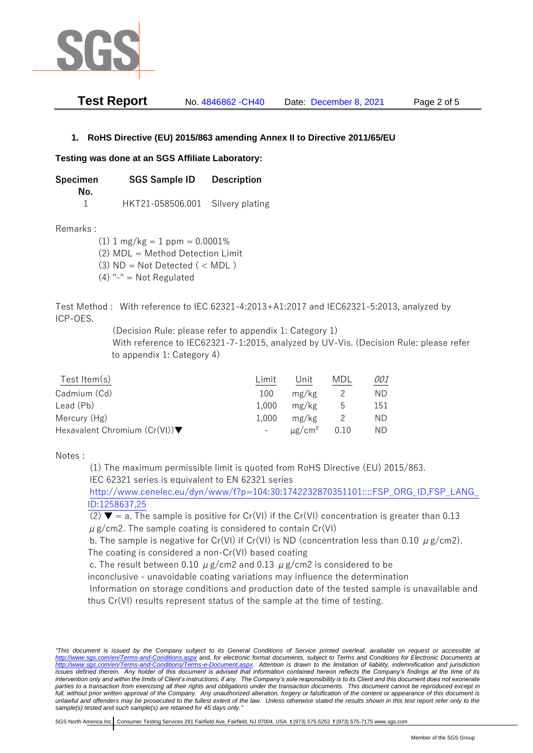## 1. RoHS Directive (EU) 2015/863 amending Annex II to Directive 2011/65/EU

**Testing was done at an SGS Affiliate Laboratory:**

| Specimen No. | SGS Sample ID | Description |
|---|---|---|
| 1 | HKT21-058506.001 | Silvery plating |

Remarks :

(1) 1 mg/kg = 1 ppm = 0.0001%
(2) MDL = Method Detection Limit
(3) ND = Not Detected ( < MDL )
(4) "-" = Not Regulated

Test Method : With reference to IEC 62321-4:2013+A1:2017 and IEC62321-5:2013, analyzed by ICP-OES.
(Decision Rule: please refer to appendix 1: Category 1)
With reference to IEC62321-7-1:2015, analyzed by UV-Vis. (Decision Rule: please refer to appendix 1: Category 4)

| Test Item(s) | Limit | Unit | MDL | 001 |
|---|---|---|---|---|
| Cadmium (Cd) | 100 | mg/kg | 2 | ND |
| Lead (Pb) | 1,000 | mg/kg | 5 | 151 |
| Mercury (Hg) | 1,000 | mg/kg | 2 | ND |
| Hexavalent Chromium (Cr(VI))▼ | - | μg/cm² | 0.10 | ND |

Notes :

(1) The maximum permissible limit is quoted from RoHS Directive (EU) 2015/863.
IEC 62321 series is equivalent to EN 62321 series
http://www.cenelec.eu/dyn/www/f?p=104:30:1742232870351101::::FSP_ORG_ID,FSP_LANG_ID:1258637,25

(2) ▼ = a. The sample is positive for Cr(VI) if the Cr(VI) concentration is greater than 0.13 μg/cm2. The sample coating is considered to contain Cr(VI)
b. The sample is negative for Cr(VI) if Cr(VI) is ND (concentration less than 0.10 μg/cm2). The coating is considered a non-Cr(VI) based coating
c. The result between 0.10 μg/cm2 and 0.13 μg/cm2 is considered to be inconclusive - unavoidable coating variations may influence the determination
Information on storage conditions and production date of the tested sample is unavailable and thus Cr(VI) results represent status of the sample at the time of testing.

*"This document is issued by the Company subject to its General Conditions of Service printed overleaf, available on request or accessible at http://www.sgs.com/en/Terms-and-Conditions.aspx and, for electronic format documents, subject to Terms and Conditions for Electronic Documents at http://www.sgs.com/en/Terms-and-Conditions/Terms-e-Document.aspx. Attention is drawn to the limitation of liability, indemnification and jurisdiction issues defined therein. Any holder of this document is advised that information contained hereon reflects the Company's findings at the time of its intervention only and within the limits of Client's instructions, if any. The Company's sole responsibility is to its Client and this document does not exonerate parties to a transaction from exercising all their rights and obligations under the transaction documents. This document cannot be reproduced except in full, without prior written approval of the Company. Any unauthorized alteration, forgery or falsification of the content or appearance of this document is unlawful and offenders may be prosecuted to the fullest extent of the law. Unless otherwise stated the results shown in this test report refer only to the sample(s) tested and such sample(s) are retained for 45 days only."*

SGS North America Inc. | Consumer Testing Services 291 Fairfield Ave, Fairfield, NJ 07004, USA t (973) 575-5252 f (973) 575-7175 www.sgs.com

Member of the SGS Group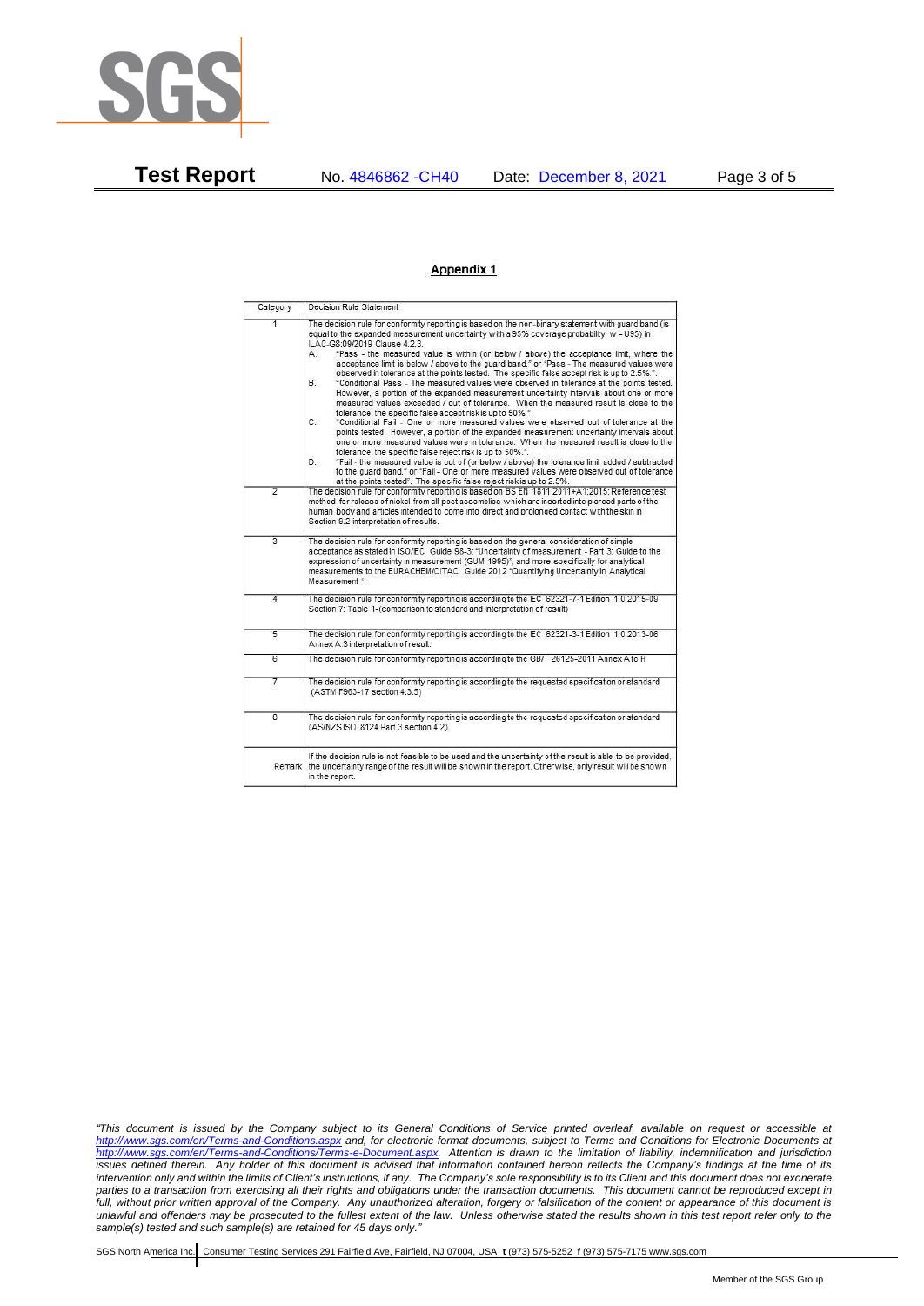## Appendix 1

| Category | Decision Rule Statement |
|---|---|
| 1 | The decision rule for conformity reporting is based on the non-binary statement with guard band (is equal to the expanded measurement uncertainty with a 95% coverage probability, w = U95) in ILAC-G8:09/2019 Clause 4.2.3.<br>A. "Pass - the measured value is within (or below / above) the acceptance limit, where the acceptance limit is below / above to the guard band." or "Pass - The measured values were observed in tolerance at the points tested. The specific false accept risk is up to 2.5%.".<br>B. "Conditional Pass - The measured values were observed in tolerance at the points tested. However, a portion of the expanded measurement uncertainty intervals about one or more measured values exceeded / out of tolerance. When the measured result is close to the tolerance, the specific false accept risk is up to 50%.".<br>C. "Conditional Fail - One or more measured values were observed out of tolerance at the points tested. However, a portion of the expanded measurement uncertainty intervals about one or more measured values were in tolerance. When the measured result is close to the tolerance, the specific false reject risk is up to 50%.".<br>D. "Fail - the measured value is out of (or below / above) the tolerance limit added / subtracted to the guard band." or "Fail - One or more measured values were observed out of tolerance at the points tested". The specific false reject risk is up to 2.5%. |
| 2 | The decision rule for conformity reporting is based on BS EN 1811:2011+A1:2015: Reference test method for release of nickel from all post assemblies which are inserted into pierced parts of the human body and articles intended to come into direct and prolonged contact with the skin in Section 9.2 interpretation of results. |
| 3 | The decision rule for conformity reporting is based on the general consideration of simple acceptance as stated in ISO/IEC Guide 98-3: "Uncertainty of measurement - Part 3: Guide to the expression of uncertainty in measurement (GUM 1995)", and more specifically for analytical measurements to the EURACHEM/CITAC Guide 2012 "Quantifying Uncertainty in Analytical Measurement ". |
| 4 | The decision rule for conformity reporting is according to the IEC 62321-7-1 Edition 1.0 2015-09 Section 7: Table 1-(comparison to standard and interpretation of result) |
| 5 | The decision rule for conformity reporting is according to the IEC 62321-3-1 Edition 1.0 2013-06 Annex A.3 interpretation of result. |
| 6 | The decision rule for conformity reporting is according to the GB/T 26125-2011 Annex A to H |
| 7 | The decision rule for conformity reporting is according to the requested specification or standard (ASTM F963-17 section 4.3.5) |
| 8 | The decision rule for conformity reporting is according to the requested specification or standard (AS/NZS ISO 8124 Part 3 section 4.2) |
| Remark | If the decision rule is not feasible to be used and the uncertainty of the result is able to be provided, the uncertainty range of the result will be shown in the report. Otherwise, only result will be shown in the report. |

*"This document is issued by the Company subject to its General Conditions of Service printed overleaf, available on request or accessible at http://www.sgs.com/en/Terms-and-Conditions.aspx and, for electronic format documents, subject to Terms and Conditions for Electronic Documents at http://www.sgs.com/en/Terms-and-Conditions/Terms-e-Document.aspx. Attention is drawn to the limitation of liability, indemnification and jurisdiction issues defined therein. Any holder of this document is advised that information contained hereon reflects the Company's findings at the time of its intervention only and within the limits of Client's instructions, if any. The Company's sole responsibility is to its Client and this document does not exonerate parties to a transaction from exercising all their rights and obligations under the transaction documents. This document cannot be reproduced except in full, without prior written approval of the Company. Any unauthorized alteration, forgery or falsification of the content or appearance of this document is unlawful and offenders may be prosecuted to the fullest extent of the law. Unless otherwise stated the results shown in this test report refer only to the sample(s) tested and such sample(s) are retained for 45 days only."*

SGS North America Inc. | Consumer Testing Services 291 Fairfield Ave, Fairfield, NJ 07004, USA **t** (973) 575-5252 **f** (973) 575-7175 www.sgs.com

Member of the SGS Group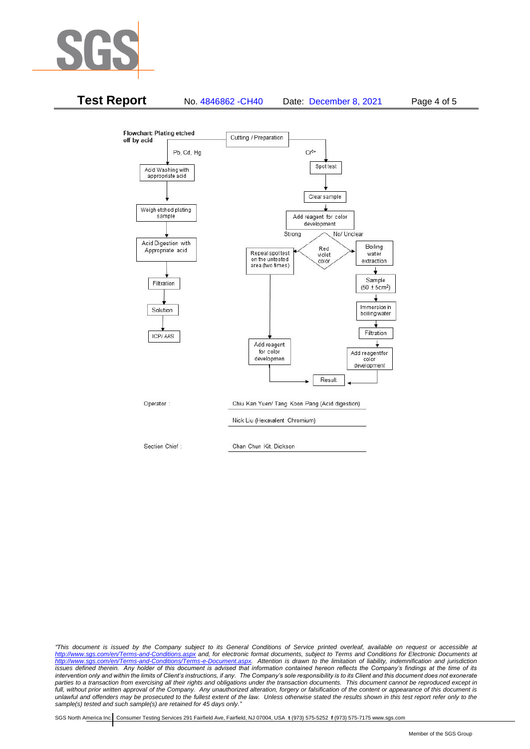**Flowchart: Plating etched off by acid**

Cutting / Preparation

Pb, Cd, Hg

- Acid Washing with appropriate acid
- Weigh etched plating sample
- Acid Digestion with Appropriate acid
- Filtration
- Solution
- ICP/ AAS

$Cr^{6+}$

- Spot test
- Clear sample
- Add reagent for color development
- Red violet color
  - Strong → Repeat spot test on the untested area (two times) → Add reagent for color developmen → Result
  - No/ Unclear → Boiling water extraction → Sample (50 ± 5cm²) → Immersion in boiling water → Filtration → Add reagentfor color development → Result

Operator : Chiu Kan Yuen/ Tang Koon Pang (Acid digestion)

Nick Liu (Hexavalent Chromium)

Section Chief : Chan Chun Kit, Dickson

*"This document is issued by the Company subject to its General Conditions of Service printed overleaf, available on request or accessible at http://www.sgs.com/en/Terms-and-Conditions.aspx and, for electronic format documents, subject to Terms and Conditions for Electronic Documents at http://www.sgs.com/en/Terms-and-Conditions/Terms-e-Document.aspx. Attention is drawn to the limitation of liability, indemnification and jurisdiction issues defined therein. Any holder of this document is advised that information contained hereon reflects the Company's findings at the time of its intervention only and within the limits of Client's instructions, if any. The Company's sole responsibility is to its Client and this document does not exonerate parties to a transaction from exercising all their rights and obligations under the transaction documents. This document cannot be reproduced except in full, without prior written approval of the Company. Any unauthorized alteration, forgery or falsification of the content or appearance of this document is unlawful and offenders may be prosecuted to the fullest extent of the law. Unless otherwise stated the results shown in this test report refer only to the sample(s) tested and such sample(s) are retained for 45 days only."*

SGS North America Inc. | Consumer Testing Services 291 Fairfield Ave, Fairfield, NJ 07004, USA **t** (973) 575-5252 **f** (973) 575-7175 www.sgs.com

Member of the SGS Group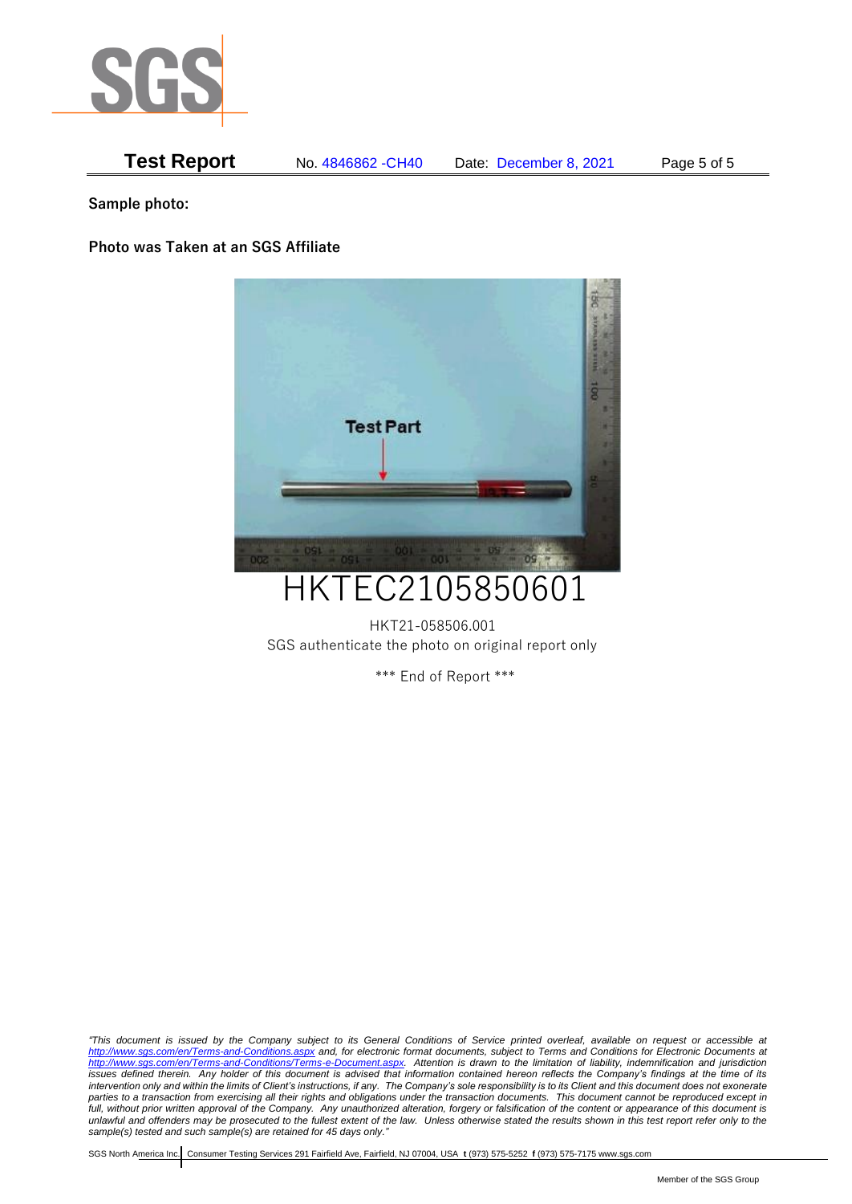**Sample photo:**

**Photo was Taken at an SGS Affiliate**

Test Part

HKTEC2105850601

HKT21-058506.001

SGS authenticate the photo on original report only

*** End of Report ***

*"This document is issued by the Company subject to its General Conditions of Service printed overleaf, available on request or accessible at http://www.sgs.com/en/Terms-and-Conditions.aspx and, for electronic format documents, subject to Terms and Conditions for Electronic Documents at http://www.sgs.com/en/Terms-and-Conditions/Terms-e-Document.aspx. Attention is drawn to the limitation of liability, indemnification and jurisdiction issues defined therein. Any holder of this document is advised that information contained hereon reflects the Company's findings at the time of its intervention only and within the limits of Client's instructions, if any. The Company's sole responsibility is to its Client and this document does not exonerate parties to a transaction from exercising all their rights and obligations under the transaction documents. This document cannot be reproduced except in full, without prior written approval of the Company. Any unauthorized alteration, forgery or falsification of the content or appearance of this document is unlawful and offenders may be prosecuted to the fullest extent of the law. Unless otherwise stated the results shown in this test report refer only to the sample(s) tested and such sample(s) are retained for 45 days only."*

SGS North America Inc. | Consumer Testing Services 291 Fairfield Ave, Fairfield, NJ 07004, USA **t** (973) 575-5252 **f** (973) 575-7175 www.sgs.com

Member of the SGS Group